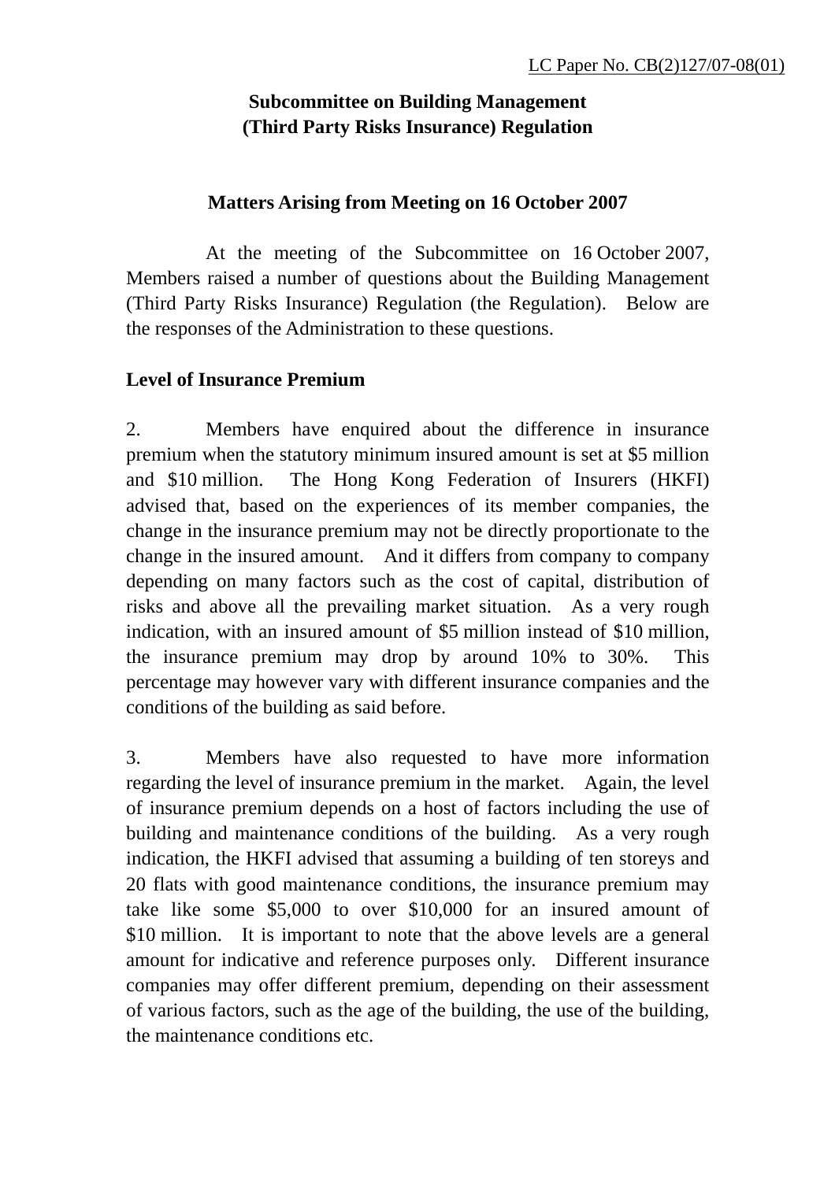LC Paper No. CB(2)127/07-08(01)

**Subcommittee on Building Management (Third Party Risks Insurance) Regulation**

**Matters Arising from Meeting on 16 October 2007**

At the meeting of the Subcommittee on 16 October 2007, Members raised a number of questions about the Building Management (Third Party Risks Insurance) Regulation (the Regulation). Below are the responses of the Administration to these questions.

**Level of Insurance Premium**

2. Members have enquired about the difference in insurance premium when the statutory minimum insured amount is set at $5 million and $10 million. The Hong Kong Federation of Insurers (HKFI) advised that, based on the experiences of its member companies, the change in the insurance premium may not be directly proportionate to the change in the insured amount. And it differs from company to company depending on many factors such as the cost of capital, distribution of risks and above all the prevailing market situation. As a very rough indication, with an insured amount of $5 million instead of $10 million, the insurance premium may drop by around 10% to 30%. This percentage may however vary with different insurance companies and the conditions of the building as said before.

3. Members have also requested to have more information regarding the level of insurance premium in the market. Again, the level of insurance premium depends on a host of factors including the use of building and maintenance conditions of the building. As a very rough indication, the HKFI advised that assuming a building of ten storeys and 20 flats with good maintenance conditions, the insurance premium may take like some $5,000 to over $10,000 for an insured amount of $10 million. It is important to note that the above levels are a general amount for indicative and reference purposes only. Different insurance companies may offer different premium, depending on their assessment of various factors, such as the age of the building, the use of the building, the maintenance conditions etc.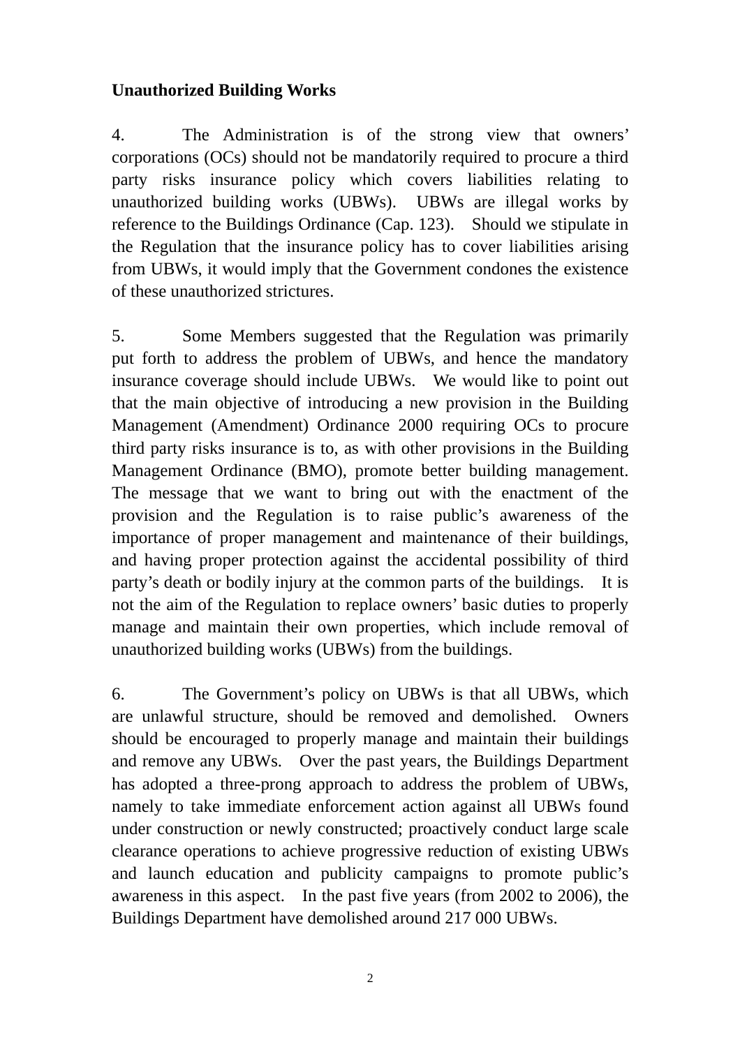**Unauthorized Building Works**

4. The Administration is of the strong view that owners' corporations (OCs) should not be mandatorily required to procure a third party risks insurance policy which covers liabilities relating to unauthorized building works (UBWs). UBWs are illegal works by reference to the Buildings Ordinance (Cap. 123). Should we stipulate in the Regulation that the insurance policy has to cover liabilities arising from UBWs, it would imply that the Government condones the existence of these unauthorized strictures.

5. Some Members suggested that the Regulation was primarily put forth to address the problem of UBWs, and hence the mandatory insurance coverage should include UBWs. We would like to point out that the main objective of introducing a new provision in the Building Management (Amendment) Ordinance 2000 requiring OCs to procure third party risks insurance is to, as with other provisions in the Building Management Ordinance (BMO), promote better building management. The message that we want to bring out with the enactment of the provision and the Regulation is to raise public's awareness of the importance of proper management and maintenance of their buildings, and having proper protection against the accidental possibility of third party's death or bodily injury at the common parts of the buildings. It is not the aim of the Regulation to replace owners' basic duties to properly manage and maintain their own properties, which include removal of unauthorized building works (UBWs) from the buildings.

6. The Government's policy on UBWs is that all UBWs, which are unlawful structure, should be removed and demolished. Owners should be encouraged to properly manage and maintain their buildings and remove any UBWs. Over the past years, the Buildings Department has adopted a three-prong approach to address the problem of UBWs, namely to take immediate enforcement action against all UBWs found under construction or newly constructed; proactively conduct large scale clearance operations to achieve progressive reduction of existing UBWs and launch education and publicity campaigns to promote public's awareness in this aspect. In the past five years (from 2002 to 2006), the Buildings Department have demolished around 217 000 UBWs.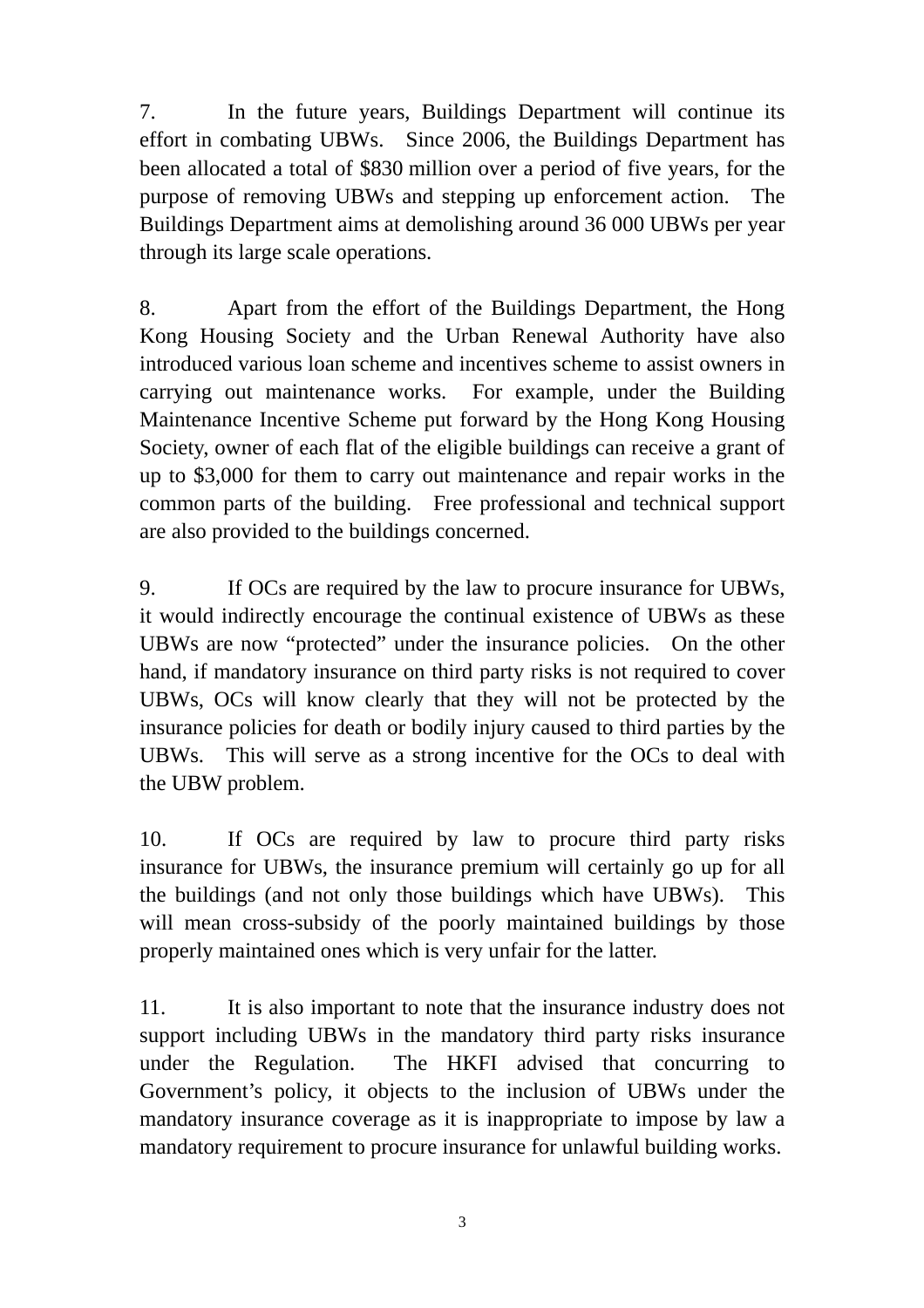7. In the future years, Buildings Department will continue its effort in combating UBWs. Since 2006, the Buildings Department has been allocated a total of $830 million over a period of five years, for the purpose of removing UBWs and stepping up enforcement action. The Buildings Department aims at demolishing around 36 000 UBWs per year through its large scale operations.

8. Apart from the effort of the Buildings Department, the Hong Kong Housing Society and the Urban Renewal Authority have also introduced various loan scheme and incentives scheme to assist owners in carrying out maintenance works. For example, under the Building Maintenance Incentive Scheme put forward by the Hong Kong Housing Society, owner of each flat of the eligible buildings can receive a grant of up to $3,000 for them to carry out maintenance and repair works in the common parts of the building. Free professional and technical support are also provided to the buildings concerned.

9. If OCs are required by the law to procure insurance for UBWs, it would indirectly encourage the continual existence of UBWs as these UBWs are now "protected" under the insurance policies. On the other hand, if mandatory insurance on third party risks is not required to cover UBWs, OCs will know clearly that they will not be protected by the insurance policies for death or bodily injury caused to third parties by the UBWs. This will serve as a strong incentive for the OCs to deal with the UBW problem.

10. If OCs are required by law to procure third party risks insurance for UBWs, the insurance premium will certainly go up for all the buildings (and not only those buildings which have UBWs). This will mean cross-subsidy of the poorly maintained buildings by those properly maintained ones which is very unfair for the latter.

11. It is also important to note that the insurance industry does not support including UBWs in the mandatory third party risks insurance under the Regulation. The HKFI advised that concurring to Government's policy, it objects to the inclusion of UBWs under the mandatory insurance coverage as it is inappropriate to impose by law a mandatory requirement to procure insurance for unlawful building works.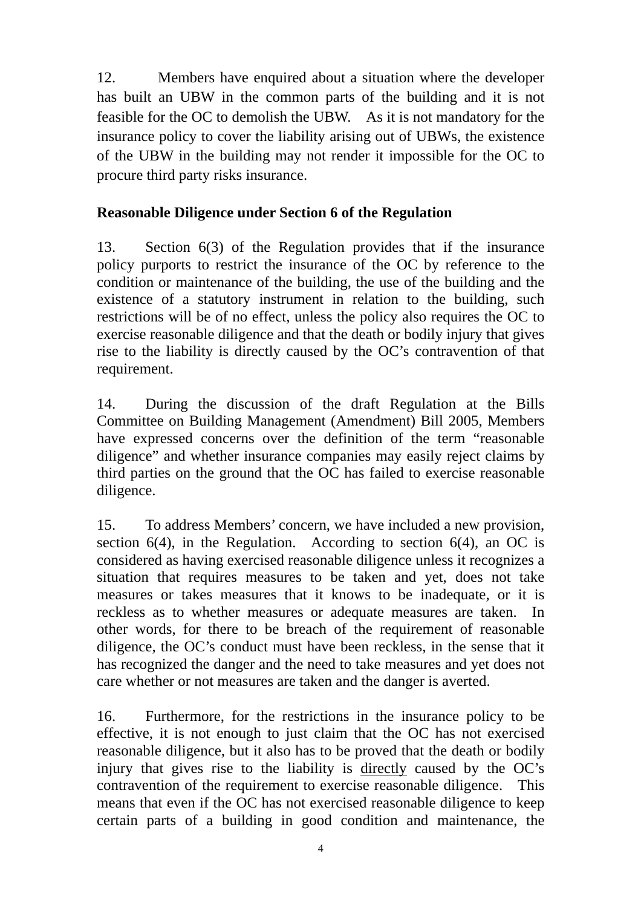12. Members have enquired about a situation where the developer has built an UBW in the common parts of the building and it is not feasible for the OC to demolish the UBW. As it is not mandatory for the insurance policy to cover the liability arising out of UBWs, the existence of the UBW in the building may not render it impossible for the OC to procure third party risks insurance.

**Reasonable Diligence under Section 6 of the Regulation**

13. Section 6(3) of the Regulation provides that if the insurance policy purports to restrict the insurance of the OC by reference to the condition or maintenance of the building, the use of the building and the existence of a statutory instrument in relation to the building, such restrictions will be of no effect, unless the policy also requires the OC to exercise reasonable diligence and that the death or bodily injury that gives rise to the liability is directly caused by the OC's contravention of that requirement.

14. During the discussion of the draft Regulation at the Bills Committee on Building Management (Amendment) Bill 2005, Members have expressed concerns over the definition of the term "reasonable diligence" and whether insurance companies may easily reject claims by third parties on the ground that the OC has failed to exercise reasonable diligence.

15. To address Members' concern, we have included a new provision, section 6(4), in the Regulation. According to section 6(4), an OC is considered as having exercised reasonable diligence unless it recognizes a situation that requires measures to be taken and yet, does not take measures or takes measures that it knows to be inadequate, or it is reckless as to whether measures or adequate measures are taken. In other words, for there to be breach of the requirement of reasonable diligence, the OC's conduct must have been reckless, in the sense that it has recognized the danger and the need to take measures and yet does not care whether or not measures are taken and the danger is averted.

16. Furthermore, for the restrictions in the insurance policy to be effective, it is not enough to just claim that the OC has not exercised reasonable diligence, but it also has to be proved that the death or bodily injury that gives rise to the liability is <u>directly</u> caused by the OC's contravention of the requirement to exercise reasonable diligence. This means that even if the OC has not exercised reasonable diligence to keep certain parts of a building in good condition and maintenance, the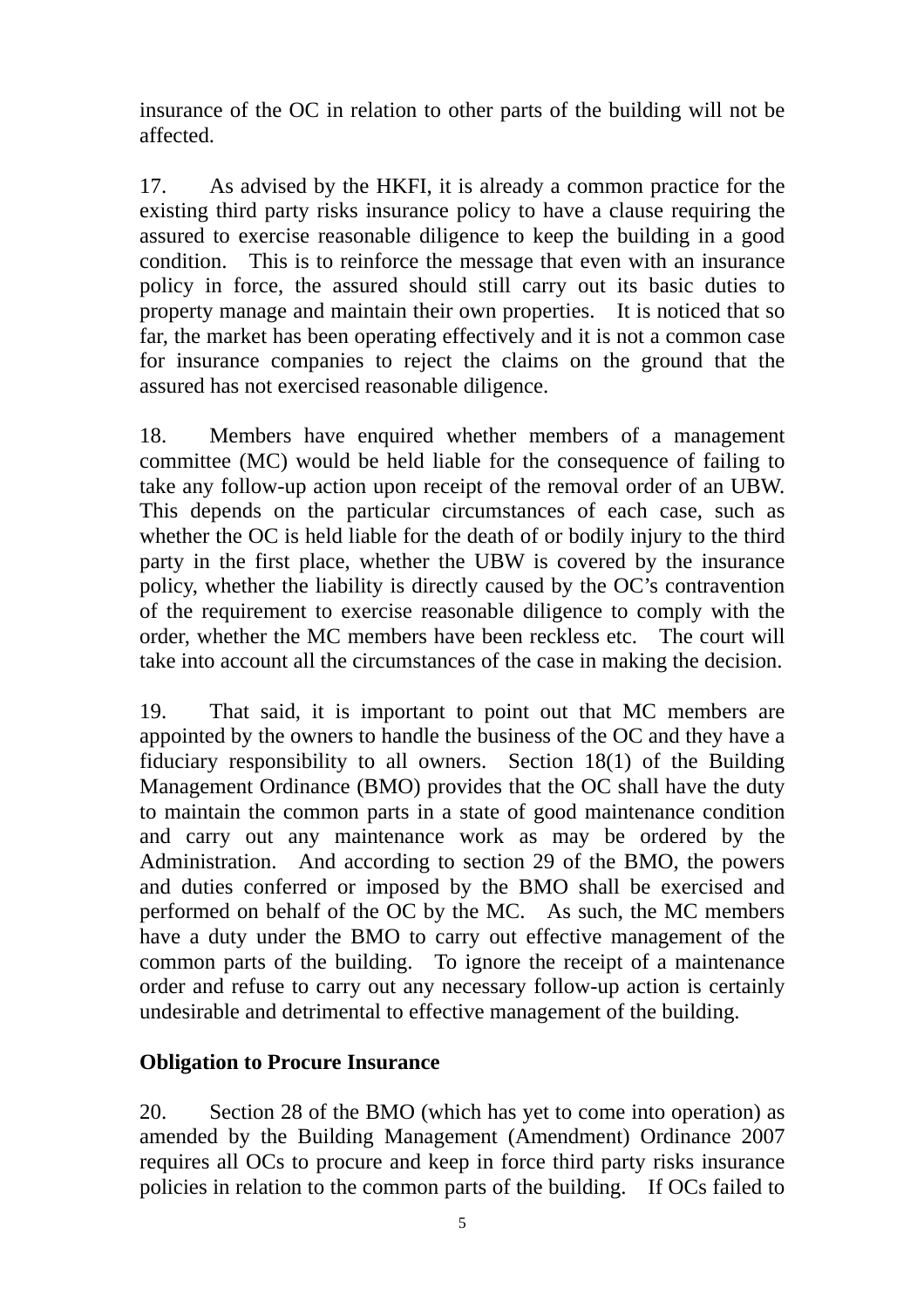insurance of the OC in relation to other parts of the building will not be affected.

17. As advised by the HKFI, it is already a common practice for the existing third party risks insurance policy to have a clause requiring the assured to exercise reasonable diligence to keep the building in a good condition. This is to reinforce the message that even with an insurance policy in force, the assured should still carry out its basic duties to property manage and maintain their own properties. It is noticed that so far, the market has been operating effectively and it is not a common case for insurance companies to reject the claims on the ground that the assured has not exercised reasonable diligence.

18. Members have enquired whether members of a management committee (MC) would be held liable for the consequence of failing to take any follow-up action upon receipt of the removal order of an UBW. This depends on the particular circumstances of each case, such as whether the OC is held liable for the death of or bodily injury to the third party in the first place, whether the UBW is covered by the insurance policy, whether the liability is directly caused by the OC's contravention of the requirement to exercise reasonable diligence to comply with the order, whether the MC members have been reckless etc. The court will take into account all the circumstances of the case in making the decision.

19. That said, it is important to point out that MC members are appointed by the owners to handle the business of the OC and they have a fiduciary responsibility to all owners. Section 18(1) of the Building Management Ordinance (BMO) provides that the OC shall have the duty to maintain the common parts in a state of good maintenance condition and carry out any maintenance work as may be ordered by the Administration. And according to section 29 of the BMO, the powers and duties conferred or imposed by the BMO shall be exercised and performed on behalf of the OC by the MC. As such, the MC members have a duty under the BMO to carry out effective management of the common parts of the building. To ignore the receipt of a maintenance order and refuse to carry out any necessary follow-up action is certainly undesirable and detrimental to effective management of the building.

**Obligation to Procure Insurance**

20. Section 28 of the BMO (which has yet to come into operation) as amended by the Building Management (Amendment) Ordinance 2007 requires all OCs to procure and keep in force third party risks insurance policies in relation to the common parts of the building. If OCs failed to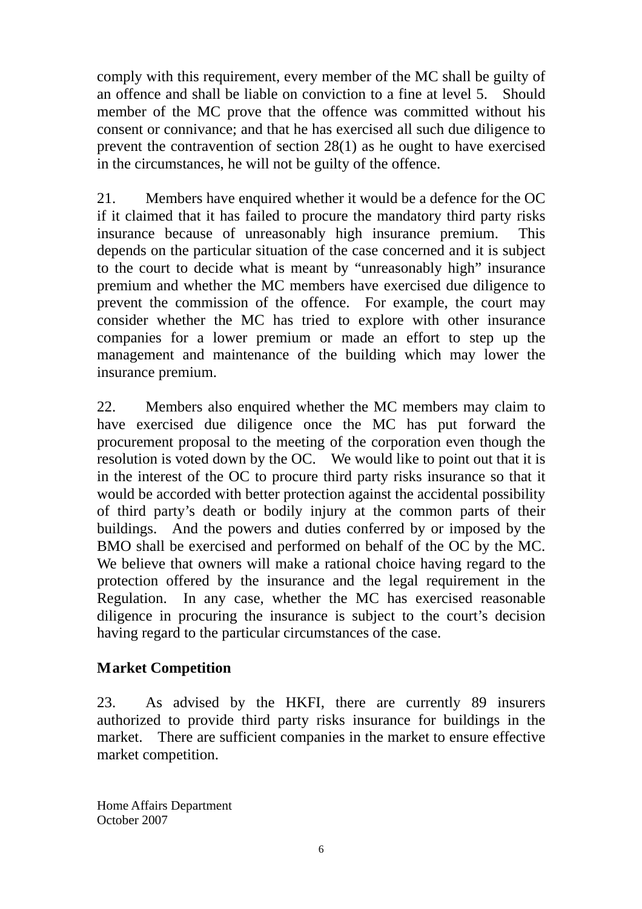comply with this requirement, every member of the MC shall be guilty of an offence and shall be liable on conviction to a fine at level 5. Should member of the MC prove that the offence was committed without his consent or connivance; and that he has exercised all such due diligence to prevent the contravention of section 28(1) as he ought to have exercised in the circumstances, he will not be guilty of the offence.

21. Members have enquired whether it would be a defence for the OC if it claimed that it has failed to procure the mandatory third party risks insurance because of unreasonably high insurance premium. This depends on the particular situation of the case concerned and it is subject to the court to decide what is meant by "unreasonably high" insurance premium and whether the MC members have exercised due diligence to prevent the commission of the offence. For example, the court may consider whether the MC has tried to explore with other insurance companies for a lower premium or made an effort to step up the management and maintenance of the building which may lower the insurance premium.

22. Members also enquired whether the MC members may claim to have exercised due diligence once the MC has put forward the procurement proposal to the meeting of the corporation even though the resolution is voted down by the OC. We would like to point out that it is in the interest of the OC to procure third party risks insurance so that it would be accorded with better protection against the accidental possibility of third party's death or bodily injury at the common parts of their buildings. And the powers and duties conferred by or imposed by the BMO shall be exercised and performed on behalf of the OC by the MC. We believe that owners will make a rational choice having regard to the protection offered by the insurance and the legal requirement in the Regulation. In any case, whether the MC has exercised reasonable diligence in procuring the insurance is subject to the court's decision having regard to the particular circumstances of the case.

**Market Competition**

23. As advised by the HKFI, there are currently 89 insurers authorized to provide third party risks insurance for buildings in the market. There are sufficient companies in the market to ensure effective market competition.

Home Affairs Department
October 2007